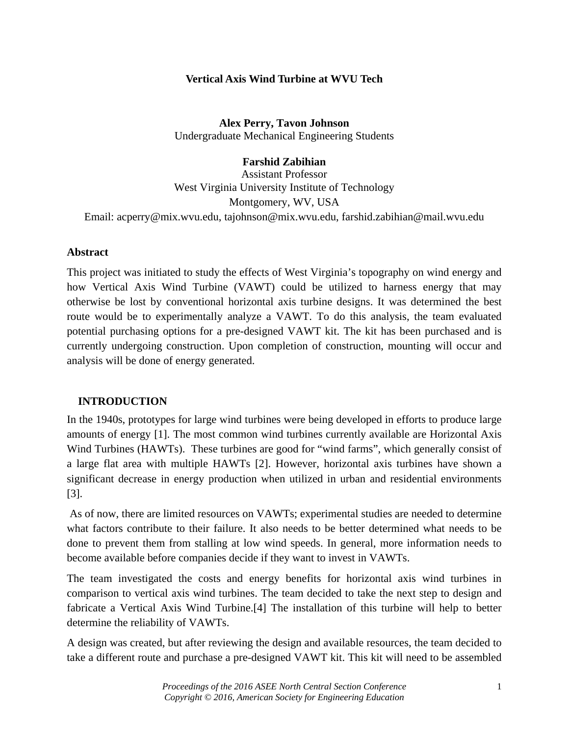# Vertical Axis Wind Turbine at WVU Tech

**Alex Perry, Tavon Johnson**
Undergraduate Mechanical Engineering Students

**Farshid Zabihian**
Assistant Professor
West Virginia University Institute of Technology
Montgomery, WV, USA
Email: acperry@mix.wvu.edu, tajohnson@mix.wvu.edu, farshid.zabihian@mail.wvu.edu

## Abstract

This project was initiated to study the effects of West Virginia's topography on wind energy and how Vertical Axis Wind Turbine (VAWT) could be utilized to harness energy that may otherwise be lost by conventional horizontal axis turbine designs. It was determined the best route would be to experimentally analyze a VAWT. To do this analysis, the team evaluated potential purchasing options for a pre-designed VAWT kit. The kit has been purchased and is currently undergoing construction. Upon completion of construction, mounting will occur and analysis will be done of energy generated.

## INTRODUCTION

In the 1940s, prototypes for large wind turbines were being developed in efforts to produce large amounts of energy [1]. The most common wind turbines currently available are Horizontal Axis Wind Turbines (HAWTs). These turbines are good for "wind farms", which generally consist of a large flat area with multiple HAWTs [2]. However, horizontal axis turbines have shown a significant decrease in energy production when utilized in urban and residential environments [3].

As of now, there are limited resources on VAWTs; experimental studies are needed to determine what factors contribute to their failure. It also needs to be better determined what needs to be done to prevent them from stalling at low wind speeds. In general, more information needs to become available before companies decide if they want to invest in VAWTs.

The team investigated the costs and energy benefits for horizontal axis wind turbines in comparison to vertical axis wind turbines. The team decided to take the next step to design and fabricate a Vertical Axis Wind Turbine.[4] The installation of this turbine will help to better determine the reliability of VAWTs.

A design was created, but after reviewing the design and available resources, the team decided to take a different route and purchase a pre-designed VAWT kit. This kit will need to be assembled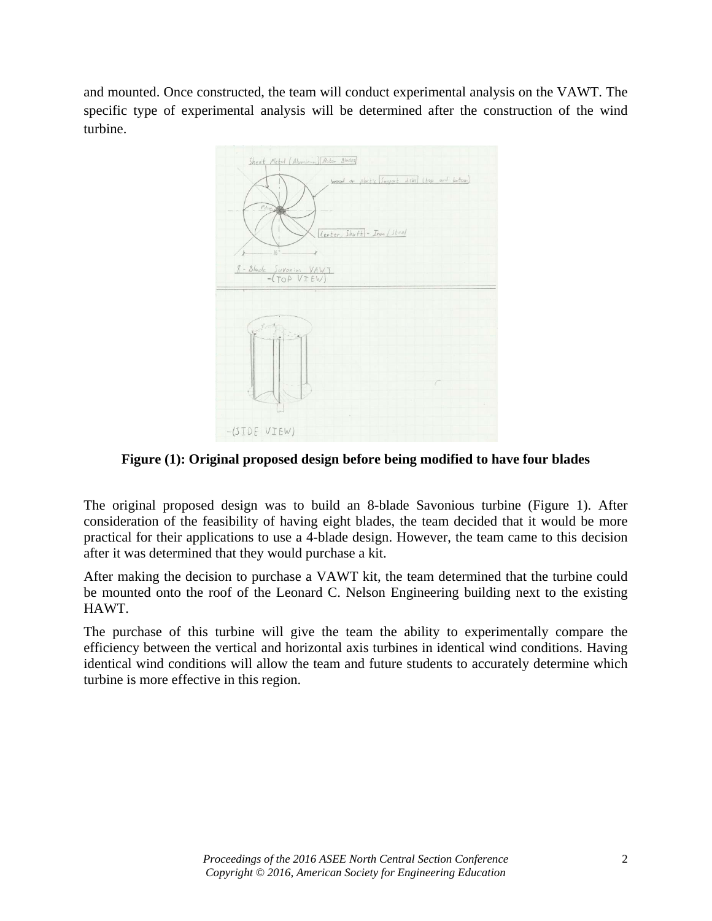and mounted. Once constructed, the team will conduct experimental analysis on the VAWT. The specific type of experimental analysis will be determined after the construction of the wind turbine.

**Figure (1): Original proposed design before being modified to have four blades**

The original proposed design was to build an 8-blade Savonious turbine (Figure 1). After consideration of the feasibility of having eight blades, the team decided that it would be more practical for their applications to use a 4-blade design. However, the team came to this decision after it was determined that they would purchase a kit.

After making the decision to purchase a VAWT kit, the team determined that the turbine could be mounted onto the roof of the Leonard C. Nelson Engineering building next to the existing HAWT.

The purchase of this turbine will give the team the ability to experimentally compare the efficiency between the vertical and horizontal axis turbines in identical wind conditions. Having identical wind conditions will allow the team and future students to accurately determine which turbine is more effective in this region.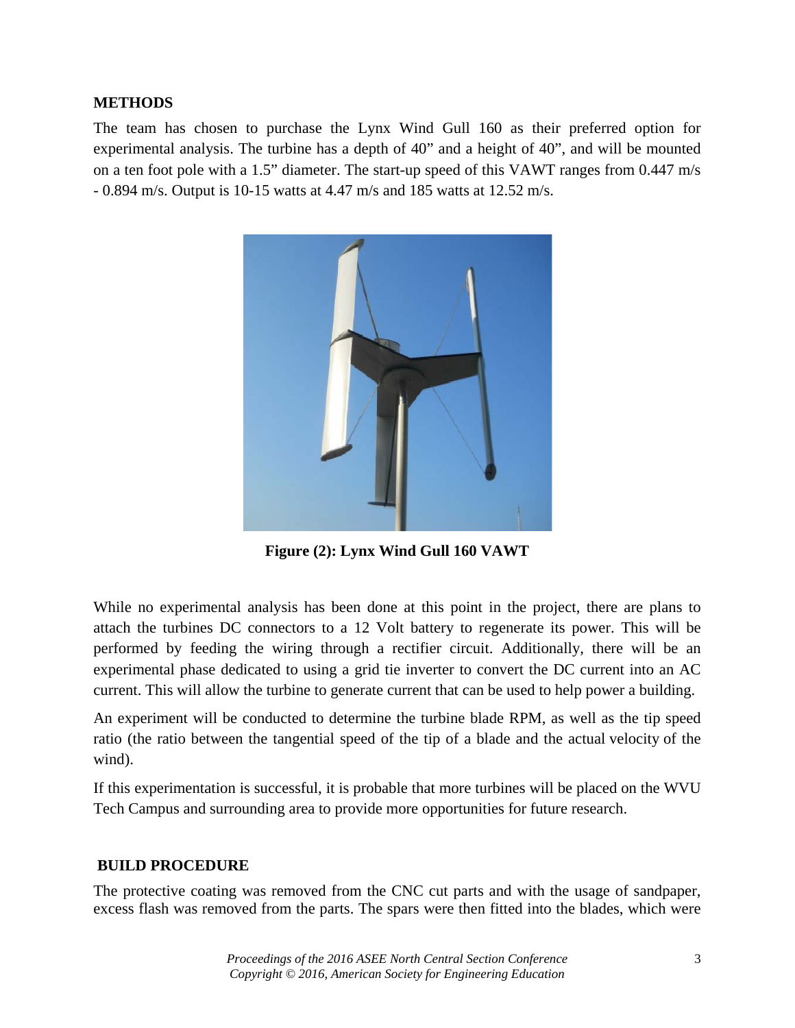## METHODS

The team has chosen to purchase the Lynx Wind Gull 160 as their preferred option for experimental analysis. The turbine has a depth of 40" and a height of 40", and will be mounted on a ten foot pole with a 1.5" diameter. The start-up speed of this VAWT ranges from 0.447 m/s - 0.894 m/s. Output is 10-15 watts at 4.47 m/s and 185 watts at 12.52 m/s.

**Figure (2): Lynx Wind Gull 160 VAWT**

While no experimental analysis has been done at this point in the project, there are plans to attach the turbines DC connectors to a 12 Volt battery to regenerate its power. This will be performed by feeding the wiring through a rectifier circuit. Additionally, there will be an experimental phase dedicated to using a grid tie inverter to convert the DC current into an AC current. This will allow the turbine to generate current that can be used to help power a building.

An experiment will be conducted to determine the turbine blade RPM, as well as the tip speed ratio (the ratio between the tangential speed of the tip of a blade and the actual velocity of the wind).

If this experimentation is successful, it is probable that more turbines will be placed on the WVU Tech Campus and surrounding area to provide more opportunities for future research.

## BUILD PROCEDURE

The protective coating was removed from the CNC cut parts and with the usage of sandpaper, excess flash was removed from the parts. The spars were then fitted into the blades, which were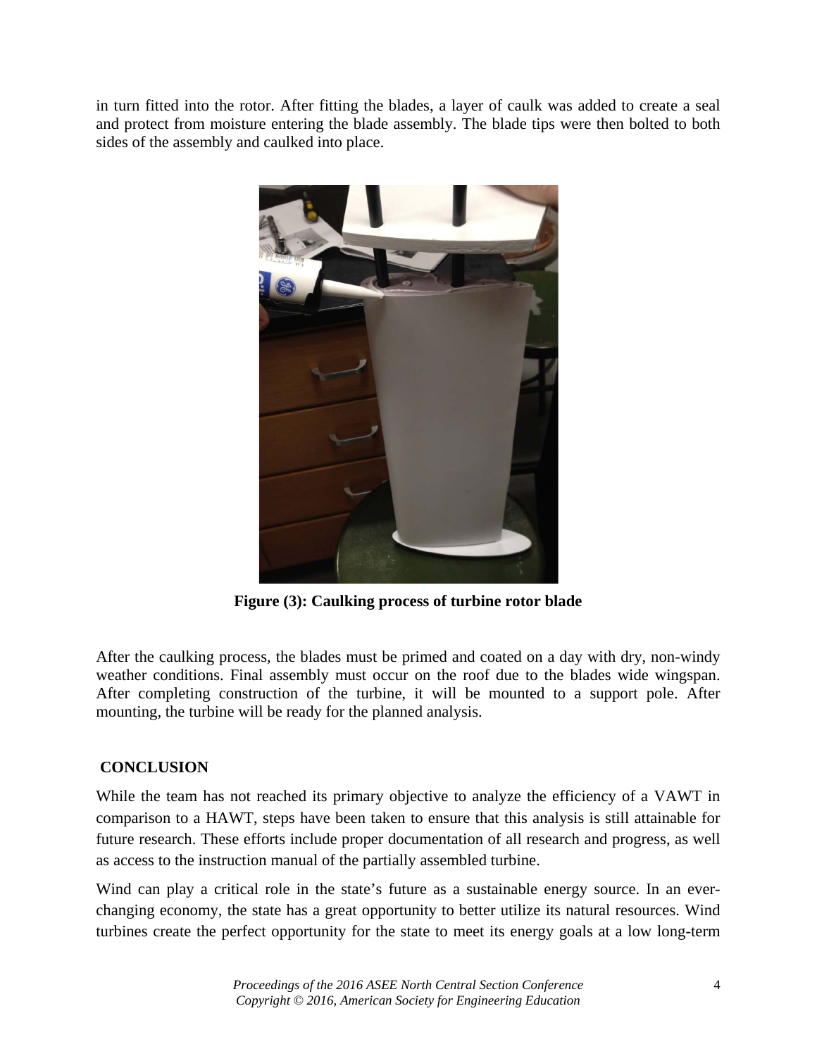in turn fitted into the rotor. After fitting the blades, a layer of caulk was added to create a seal and protect from moisture entering the blade assembly. The blade tips were then bolted to both sides of the assembly and caulked into place.

**Figure (3): Caulking process of turbine rotor blade**

After the caulking process, the blades must be primed and coated on a day with dry, non-windy weather conditions. Final assembly must occur on the roof due to the blades wide wingspan. After completing construction of the turbine, it will be mounted to a support pole. After mounting, the turbine will be ready for the planned analysis.

## CONCLUSION

While the team has not reached its primary objective to analyze the efficiency of a VAWT in comparison to a HAWT, steps have been taken to ensure that this analysis is still attainable for future research. These efforts include proper documentation of all research and progress, as well as access to the instruction manual of the partially assembled turbine.

Wind can play a critical role in the state's future as a sustainable energy source. In an ever-changing economy, the state has a great opportunity to better utilize its natural resources. Wind turbines create the perfect opportunity for the state to meet its energy goals at a low long-term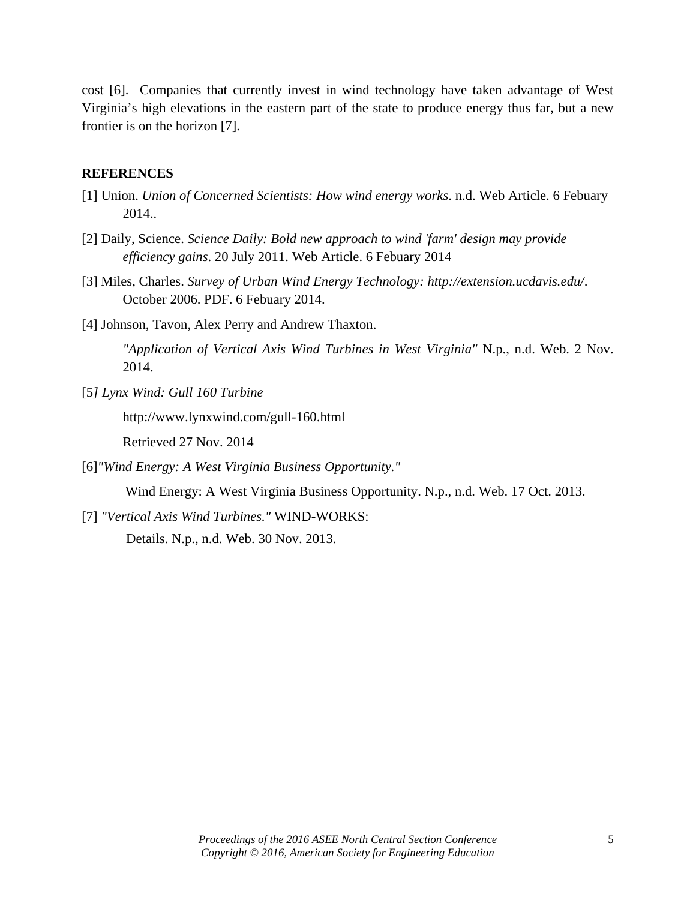cost [6]. Companies that currently invest in wind technology have taken advantage of West Virginia's high elevations in the eastern part of the state to produce energy thus far, but a new frontier is on the horizon [7].

## REFERENCES

[1] Union. *Union of Concerned Scientists: How wind energy works*. n.d. Web Article. 6 Febuary 2014..

[2] Daily, Science. *Science Daily: Bold new approach to wind 'farm' design may provide efficiency gains*. 20 July 2011. Web Article. 6 Febuary 2014

[3] Miles, Charles. *Survey of Urban Wind Energy Technology: http://extension.ucdavis.edu/*. October 2006. PDF. 6 Febuary 2014.

[4] Johnson, Tavon, Alex Perry and Andrew Thaxton.

*"Application of Vertical Axis Wind Turbines in West Virginia"* N.p., n.d. Web. 2 Nov. 2014.

[5*] Lynx Wind: Gull 160 Turbine*

http://www.lynxwind.com/gull-160.html

Retrieved 27 Nov. 2014

[6]*"Wind Energy: A West Virginia Business Opportunity."*

Wind Energy: A West Virginia Business Opportunity. N.p., n.d. Web. 17 Oct. 2013.

[7] *"Vertical Axis Wind Turbines."* WIND-WORKS:

Details. N.p., n.d. Web. 30 Nov. 2013.